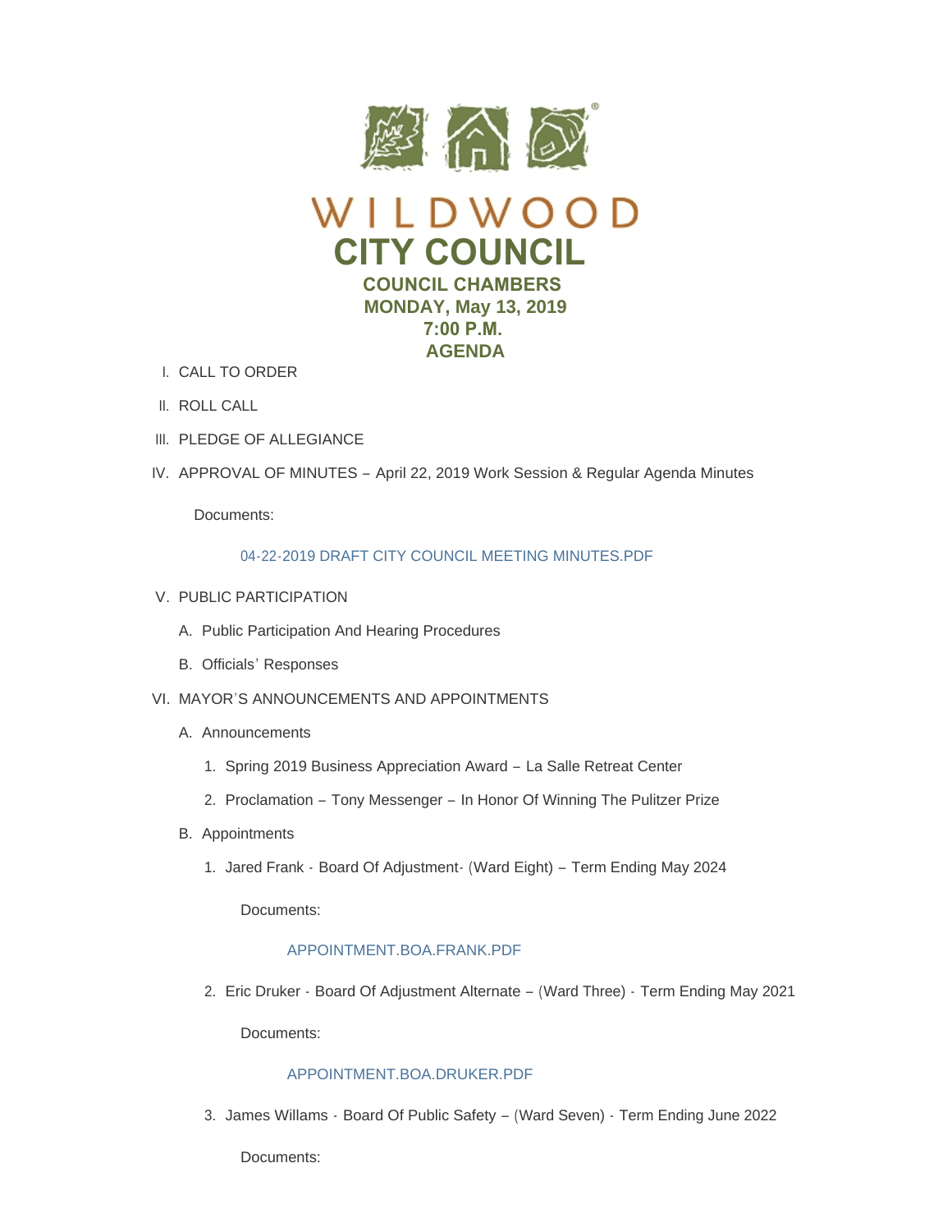# WILDWOOD

## CITY COUNCIL

### COUNCIL CHAMBERS
### MONDAY, May 13, 2019
### 7:00 P.M.
### AGENDA

I. CALL TO ORDER

II. ROLL CALL

III. PLEDGE OF ALLEGIANCE

IV. APPROVAL OF MINUTES – April 22, 2019 Work Session & Regular Agenda Minutes

   Documents:

   04-22-2019 DRAFT CITY COUNCIL MEETING MINUTES.PDF

V. PUBLIC PARTICIPATION

   A. Public Participation And Hearing Procedures

   B. Officials' Responses

VI. MAYOR'S ANNOUNCEMENTS AND APPOINTMENTS

   A. Announcements

      1. Spring 2019 Business Appreciation Award – La Salle Retreat Center

      2. Proclamation – Tony Messenger – In Honor Of Winning The Pulitzer Prize

   B. Appointments

      1. Jared Frank - Board Of Adjustment- (Ward Eight) – Term Ending May 2024

         Documents:

         APPOINTMENT.BOA.FRANK.PDF

      2. Eric Druker - Board Of Adjustment Alternate – (Ward Three) - Term Ending May 2021

         Documents:

         APPOINTMENT.BOA.DRUKER.PDF

      3. James Willams - Board Of Public Safety – (Ward Seven) - Term Ending June 2022

         Documents: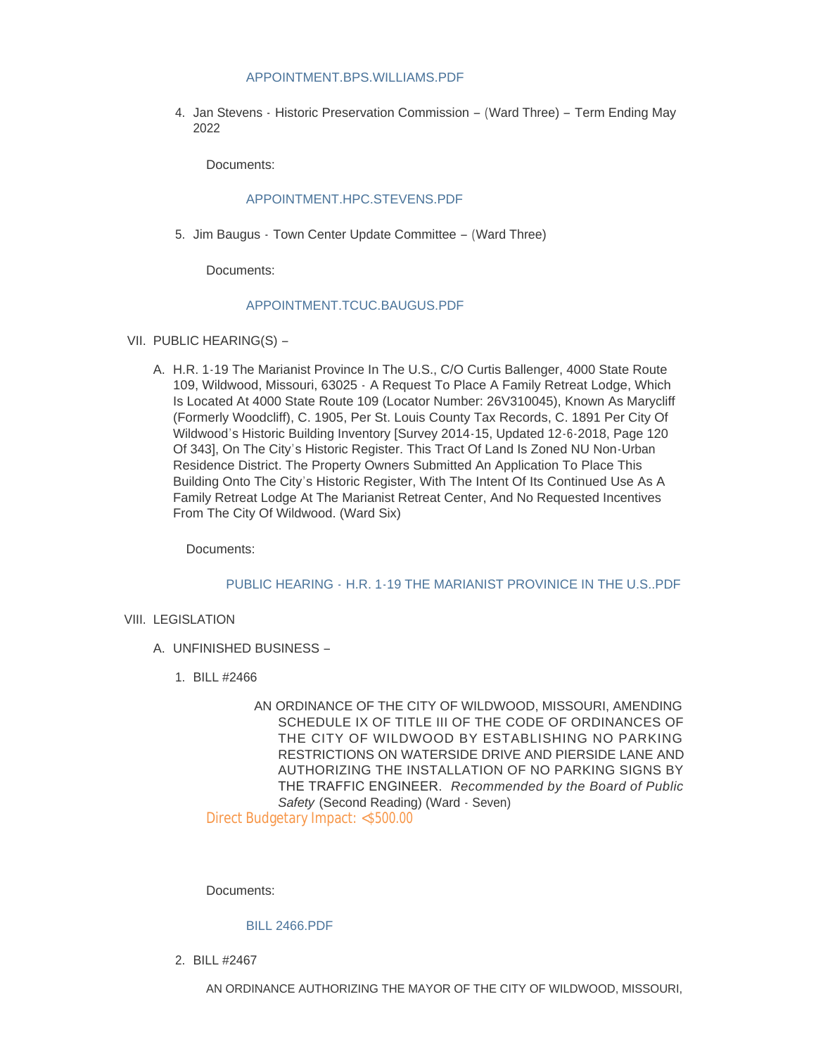APPOINTMENT.BPS.WILLIAMS.PDF

4. Jan Stevens - Historic Preservation Commission – (Ward Three) – Term Ending May 2022

   Documents:

   APPOINTMENT.HPC.STEVENS.PDF

5. Jim Baugus - Town Center Update Committee – (Ward Three)

   Documents:

   APPOINTMENT.TCUC.BAUGUS.PDF

VII. PUBLIC HEARING(S) –

A. H.R. 1-19 The Marianist Province In The U.S., C/O Curtis Ballenger, 4000 State Route 109, Wildwood, Missouri, 63025 - A Request To Place A Family Retreat Lodge, Which Is Located At 4000 State Route 109 (Locator Number: 26V310045), Known As Marycliff (Formerly Woodcliff), C. 1905, Per St. Louis County Tax Records, C. 1891 Per City Of Wildwood's Historic Building Inventory [Survey 2014-15, Updated 12-6-2018, Page 120 Of 343], On The City's Historic Register. This Tract Of Land Is Zoned NU Non-Urban Residence District. The Property Owners Submitted An Application To Place This Building Onto The City's Historic Register, With The Intent Of Its Continued Use As A Family Retreat Lodge At The Marianist Retreat Center, And No Requested Incentives From The City Of Wildwood. (Ward Six)

   Documents:

   PUBLIC HEARING - H.R. 1-19 THE MARIANIST PROVINICE IN THE U.S..PDF

VIII. LEGISLATION

A. UNFINISHED BUSINESS –

1. BILL #2466

   AN ORDINANCE OF THE CITY OF WILDWOOD, MISSOURI, AMENDING SCHEDULE IX OF TITLE III OF THE CODE OF ORDINANCES OF THE CITY OF WILDWOOD BY ESTABLISHING NO PARKING RESTRICTIONS ON WATERSIDE DRIVE AND PIERSIDE LANE AND AUTHORIZING THE INSTALLATION OF NO PARKING SIGNS BY THE TRAFFIC ENGINEER. *Recommended by the Board of Public Safety* (Second Reading) (Ward - Seven)

   Direct Budgetary Impact: <$500.00

   Documents:

   BILL 2466.PDF

2. BILL #2467

   AN ORDINANCE AUTHORIZING THE MAYOR OF THE CITY OF WILDWOOD, MISSOURI,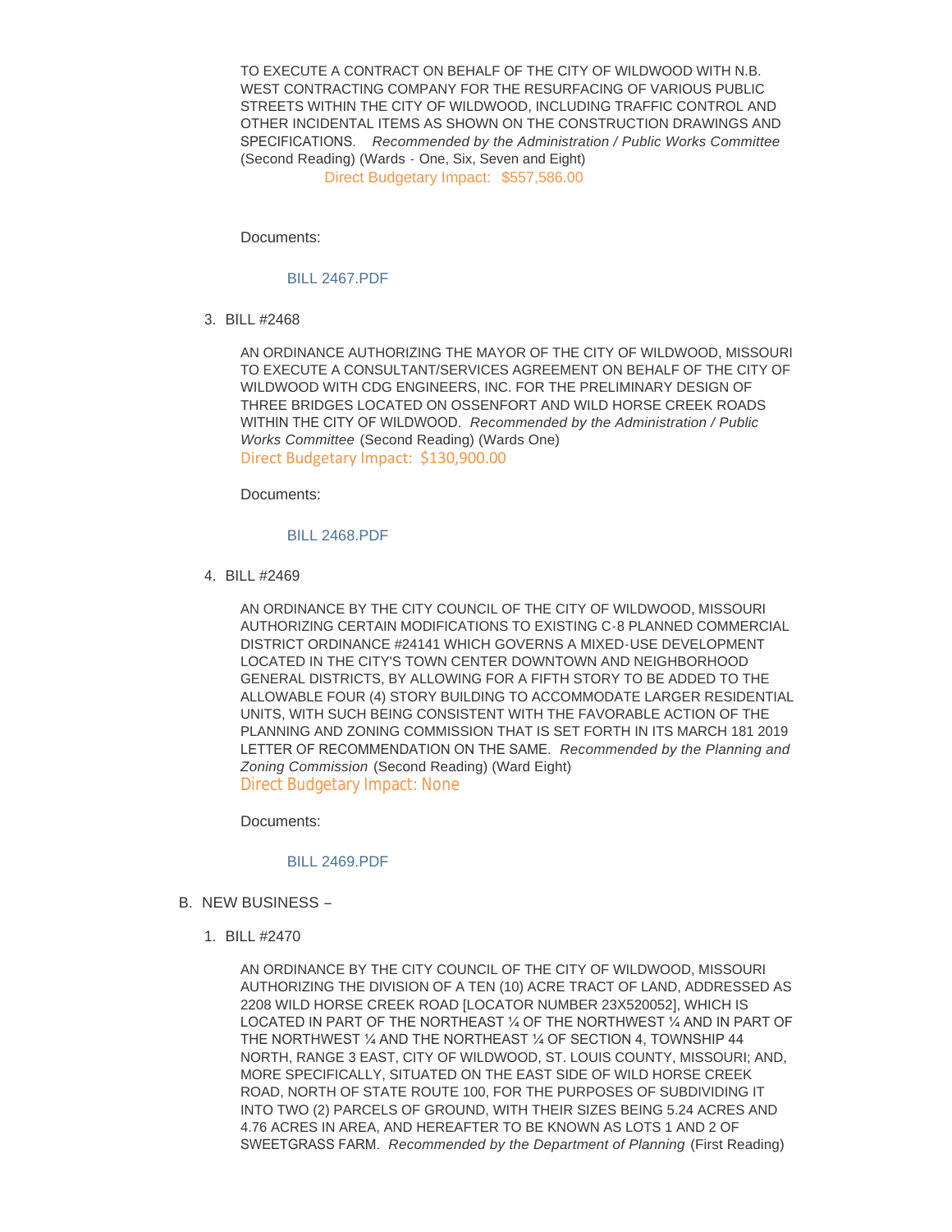TO EXECUTE A CONTRACT ON BEHALF OF THE CITY OF WILDWOOD WITH N.B. WEST CONTRACTING COMPANY FOR THE RESURFACING OF VARIOUS PUBLIC STREETS WITHIN THE CITY OF WILDWOOD, INCLUDING TRAFFIC CONTROL AND OTHER INCIDENTAL ITEMS AS SHOWN ON THE CONSTRUCTION DRAWINGS AND SPECIFICATIONS. *Recommended by the Administration / Public Works Committee* (Second Reading) (Wards - One, Six, Seven and Eight)
Direct Budgetary Impact: $557,586.00

Documents:

BILL 2467.PDF

3. BILL #2468

AN ORDINANCE AUTHORIZING THE MAYOR OF THE CITY OF WILDWOOD, MISSOURI TO EXECUTE A CONSULTANT/SERVICES AGREEMENT ON BEHALF OF THE CITY OF WILDWOOD WITH CDG ENGINEERS, INC. FOR THE PRELIMINARY DESIGN OF THREE BRIDGES LOCATED ON OSSENFORT AND WILD HORSE CREEK ROADS WITHIN THE CITY OF WILDWOOD. *Recommended by the Administration / Public Works Committee* (Second Reading) (Wards One)
Direct Budgetary Impact: $130,900.00

Documents:

BILL 2468.PDF

4. BILL #2469

AN ORDINANCE BY THE CITY COUNCIL OF THE CITY OF WILDWOOD, MISSOURI AUTHORIZING CERTAIN MODIFICATIONS TO EXISTING C-8 PLANNED COMMERCIAL DISTRICT ORDINANCE #24141 WHICH GOVERNS A MIXED-USE DEVELOPMENT LOCATED IN THE CITY'S TOWN CENTER DOWNTOWN AND NEIGHBORHOOD GENERAL DISTRICTS, BY ALLOWING FOR A FIFTH STORY TO BE ADDED TO THE ALLOWABLE FOUR (4) STORY BUILDING TO ACCOMMODATE LARGER RESIDENTIAL UNITS, WITH SUCH BEING CONSISTENT WITH THE FAVORABLE ACTION OF THE PLANNING AND ZONING COMMISSION THAT IS SET FORTH IN ITS MARCH 181 2019 LETTER OF RECOMMENDATION ON THE SAME. *Recommended by the Planning and Zoning Commission* (Second Reading) (Ward Eight)
Direct Budgetary Impact: None

Documents:

BILL 2469.PDF

B. NEW BUSINESS –

1. BILL #2470

AN ORDINANCE BY THE CITY COUNCIL OF THE CITY OF WILDWOOD, MISSOURI AUTHORIZING THE DIVISION OF A TEN (10) ACRE TRACT OF LAND, ADDRESSED AS 2208 WILD HORSE CREEK ROAD [LOCATOR NUMBER 23X520052], WHICH IS LOCATED IN PART OF THE NORTHEAST ¼ OF THE NORTHWEST ¼ AND IN PART OF THE NORTHWEST ¼ AND THE NORTHEAST ¼ OF SECTION 4, TOWNSHIP 44 NORTH, RANGE 3 EAST, CITY OF WILDWOOD, ST. LOUIS COUNTY, MISSOURI; AND, MORE SPECIFICALLY, SITUATED ON THE EAST SIDE OF WILD HORSE CREEK ROAD, NORTH OF STATE ROUTE 100, FOR THE PURPOSES OF SUBDIVIDING IT INTO TWO (2) PARCELS OF GROUND, WITH THEIR SIZES BEING 5.24 ACRES AND 4.76 ACRES IN AREA, AND HEREAFTER TO BE KNOWN AS LOTS 1 AND 2 OF SWEETGRASS FARM. *Recommended by the Department of Planning* (First Reading)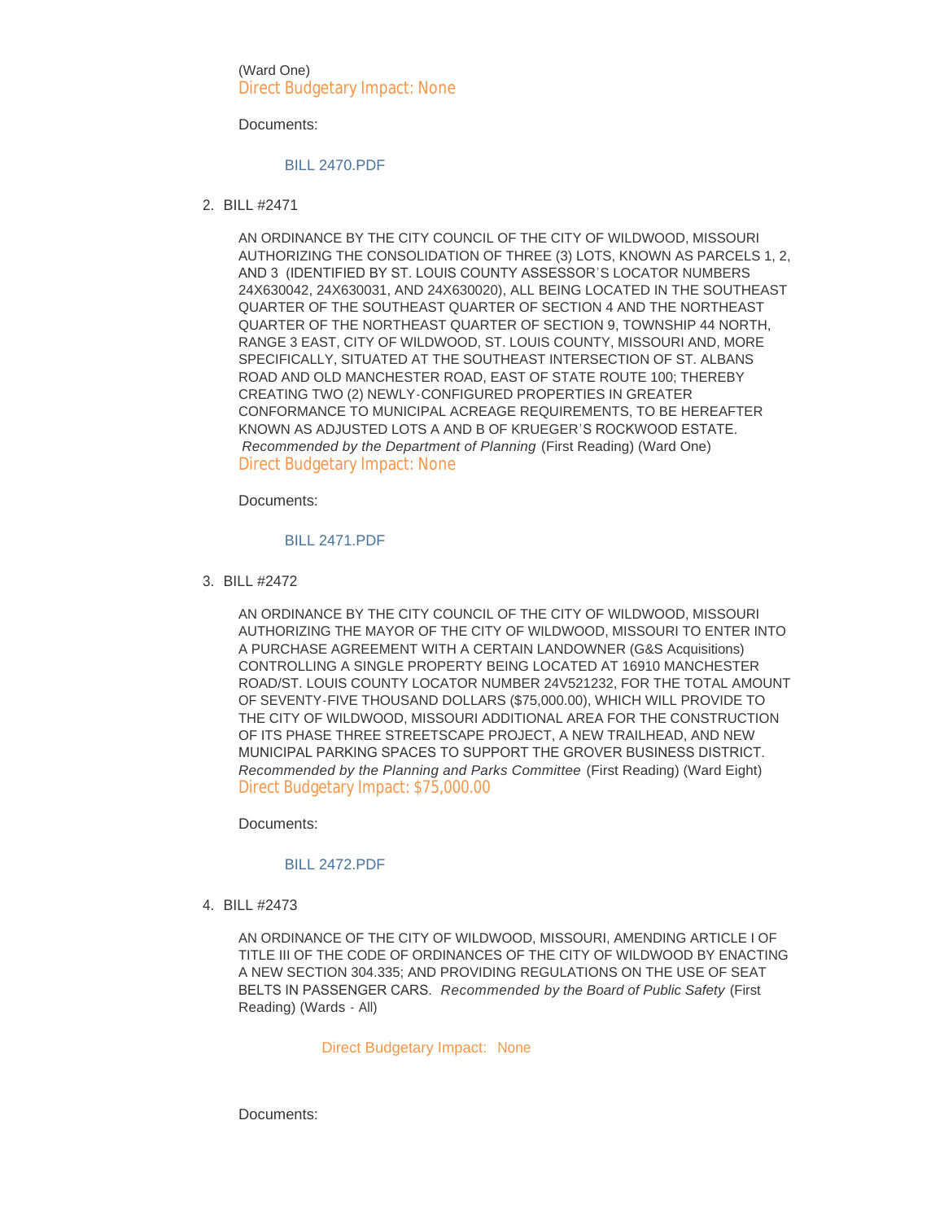(Ward One)
Direct Budgetary Impact: None

Documents:

BILL 2470.PDF

2. BILL #2471

AN ORDINANCE BY THE CITY COUNCIL OF THE CITY OF WILDWOOD, MISSOURI AUTHORIZING THE CONSOLIDATION OF THREE (3) LOTS, KNOWN AS PARCELS 1, 2, AND 3 (IDENTIFIED BY ST. LOUIS COUNTY ASSESSOR'S LOCATOR NUMBERS 24X630042, 24X630031, AND 24X630020), ALL BEING LOCATED IN THE SOUTHEAST QUARTER OF THE SOUTHEAST QUARTER OF SECTION 4 AND THE NORTHEAST QUARTER OF THE NORTHEAST QUARTER OF SECTION 9, TOWNSHIP 44 NORTH, RANGE 3 EAST, CITY OF WILDWOOD, ST. LOUIS COUNTY, MISSOURI AND, MORE SPECIFICALLY, SITUATED AT THE SOUTHEAST INTERSECTION OF ST. ALBANS ROAD AND OLD MANCHESTER ROAD, EAST OF STATE ROUTE 100; THEREBY CREATING TWO (2) NEWLY-CONFIGURED PROPERTIES IN GREATER CONFORMANCE TO MUNICIPAL ACREAGE REQUIREMENTS, TO BE HEREAFTER KNOWN AS ADJUSTED LOTS A AND B OF KRUEGER'S ROCKWOOD ESTATE. *Recommended by the Department of Planning* (First Reading) (Ward One)
Direct Budgetary Impact: None

Documents:

BILL 2471.PDF

3. BILL #2472

AN ORDINANCE BY THE CITY COUNCIL OF THE CITY OF WILDWOOD, MISSOURI AUTHORIZING THE MAYOR OF THE CITY OF WILDWOOD, MISSOURI TO ENTER INTO A PURCHASE AGREEMENT WITH A CERTAIN LANDOWNER (G&S Acquisitions) CONTROLLING A SINGLE PROPERTY BEING LOCATED AT 16910 MANCHESTER ROAD/ST. LOUIS COUNTY LOCATOR NUMBER 24V521232, FOR THE TOTAL AMOUNT OF SEVENTY-FIVE THOUSAND DOLLARS ($75,000.00), WHICH WILL PROVIDE TO THE CITY OF WILDWOOD, MISSOURI ADDITIONAL AREA FOR THE CONSTRUCTION OF ITS PHASE THREE STREETSCAPE PROJECT, A NEW TRAILHEAD, AND NEW MUNICIPAL PARKING SPACES TO SUPPORT THE GROVER BUSINESS DISTRICT. *Recommended by the Planning and Parks Committee* (First Reading) (Ward Eight)
Direct Budgetary Impact: $75,000.00

Documents:

BILL 2472.PDF

4. BILL #2473

AN ORDINANCE OF THE CITY OF WILDWOOD, MISSOURI, AMENDING ARTICLE I OF TITLE III OF THE CODE OF ORDINANCES OF THE CITY OF WILDWOOD BY ENACTING A NEW SECTION 304.335; AND PROVIDING REGULATIONS ON THE USE OF SEAT BELTS IN PASSENGER CARS. *Recommended by the Board of Public Safety* (First Reading) (Wards - All)

Direct Budgetary Impact: None

Documents: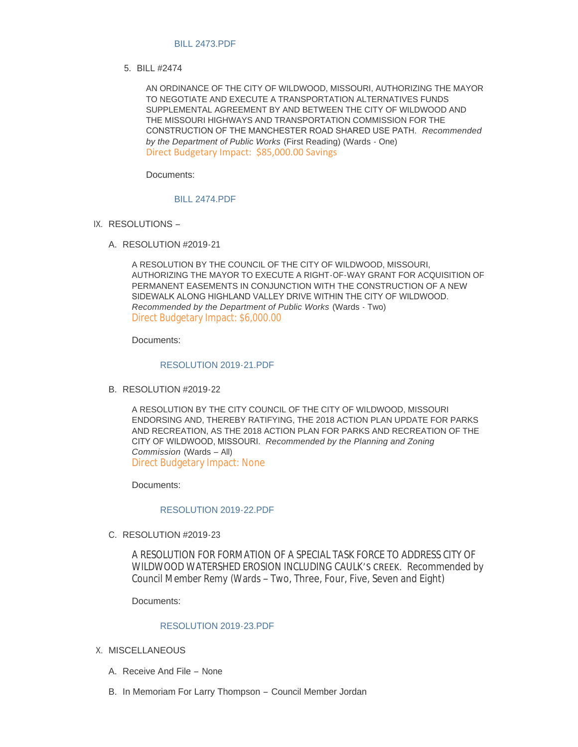BILL 2473.PDF

5. BILL #2474

   AN ORDINANCE OF THE CITY OF WILDWOOD, MISSOURI, AUTHORIZING THE MAYOR TO NEGOTIATE AND EXECUTE A TRANSPORTATION ALTERNATIVES FUNDS SUPPLEMENTAL AGREEMENT BY AND BETWEEN THE CITY OF WILDWOOD AND THE MISSOURI HIGHWAYS AND TRANSPORTATION COMMISSION FOR THE CONSTRUCTION OF THE MANCHESTER ROAD SHARED USE PATH. *Recommended by the Department of Public Works* (First Reading) (Wards - One)
   Direct Budgetary Impact: $85,000.00 Savings

   Documents:

   BILL 2474.PDF

## IX. RESOLUTIONS –

### A. RESOLUTION #2019-21

A RESOLUTION BY THE COUNCIL OF THE CITY OF WILDWOOD, MISSOURI, AUTHORIZING THE MAYOR TO EXECUTE A RIGHT-OF-WAY GRANT FOR ACQUISITION OF PERMANENT EASEMENTS IN CONJUNCTION WITH THE CONSTRUCTION OF A NEW SIDEWALK ALONG HIGHLAND VALLEY DRIVE WITHIN THE CITY OF WILDWOOD. *Recommended by the Department of Public Works* (Wards - Two)
Direct Budgetary Impact: $6,000.00

Documents:

RESOLUTION 2019-21.PDF

### B. RESOLUTION #2019-22

A RESOLUTION BY THE CITY COUNCIL OF THE CITY OF WILDWOOD, MISSOURI ENDORSING AND, THEREBY RATIFYING, THE 2018 ACTION PLAN UPDATE FOR PARKS AND RECREATION, AS THE 2018 ACTION PLAN FOR PARKS AND RECREATION OF THE CITY OF WILDWOOD, MISSOURI. *Recommended by the Planning and Zoning Commission* (Wards – All)
Direct Budgetary Impact: None

Documents:

RESOLUTION 2019-22.PDF

### C. RESOLUTION #2019-23

A RESOLUTION FOR FORMATION OF A SPECIAL TASK FORCE TO ADDRESS CITY OF WILDWOOD WATERSHED EROSION INCLUDING CAULK'S CREEK. Recommended by Council Member Remy (Wards – Two, Three, Four, Five, Seven and Eight)

Documents:

RESOLUTION 2019-23.PDF

## X. MISCELLANEOUS

A. Receive And File – None

B. In Memoriam For Larry Thompson – Council Member Jordan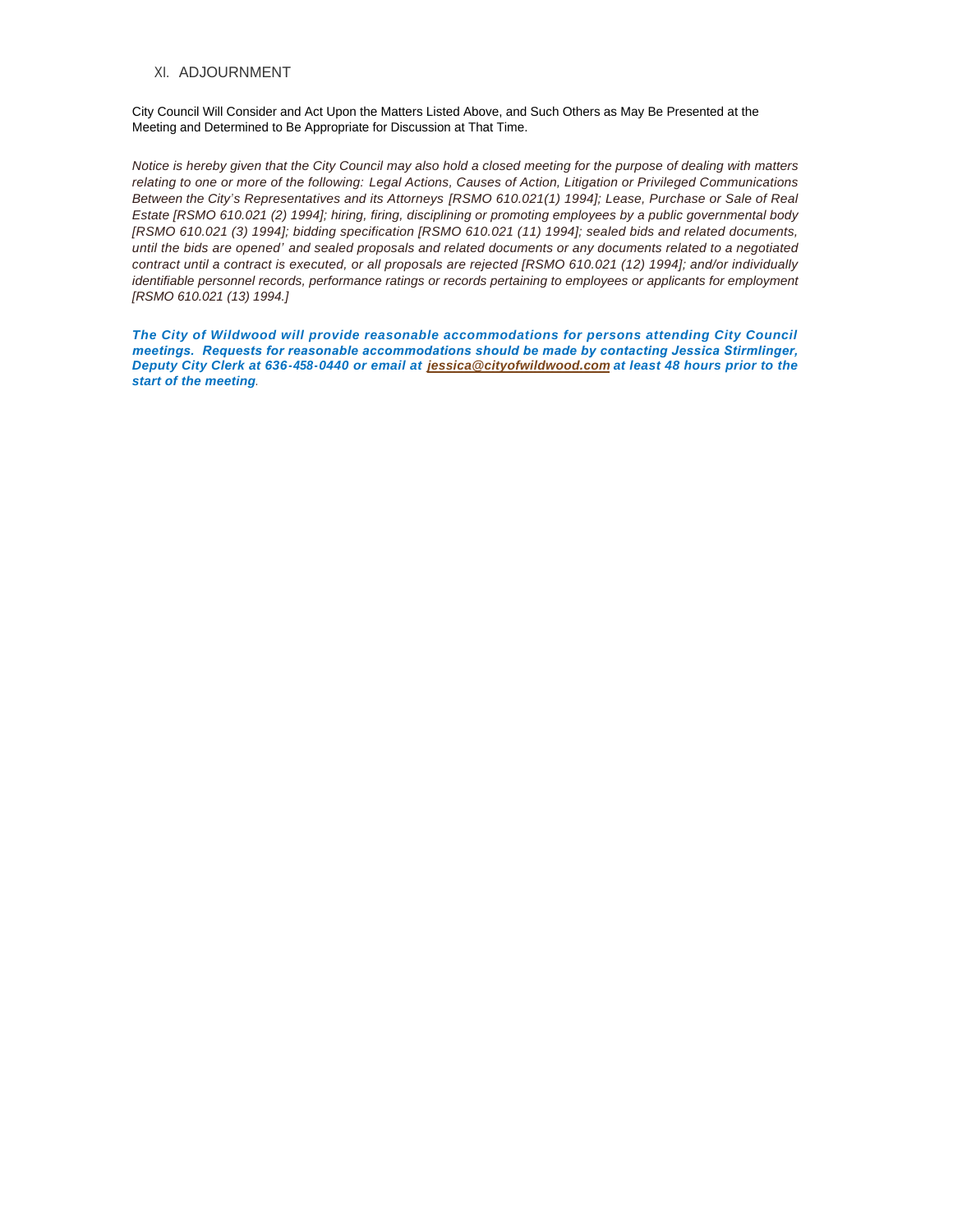## XI. ADJOURNMENT

City Council Will Consider and Act Upon the Matters Listed Above, and Such Others as May Be Presented at the Meeting and Determined to Be Appropriate for Discussion at That Time.

*Notice is hereby given that the City Council may also hold a closed meeting for the purpose of dealing with matters relating to one or more of the following: Legal Actions, Causes of Action, Litigation or Privileged Communications Between the City's Representatives and its Attorneys [RSMO 610.021(1) 1994]; Lease, Purchase or Sale of Real Estate [RSMO 610.021 (2) 1994]; hiring, firing, disciplining or promoting employees by a public governmental body [RSMO 610.021 (3) 1994]; bidding specification [RSMO 610.021 (11) 1994]; sealed bids and related documents, until the bids are opened' and sealed proposals and related documents or any documents related to a negotiated contract until a contract is executed, or all proposals are rejected [RSMO 610.021 (12) 1994]; and/or individually identifiable personnel records, performance ratings or records pertaining to employees or applicants for employment [RSMO 610.021 (13) 1994.]*

***The City of Wildwood will provide reasonable accommodations for persons attending City Council meetings. Requests for reasonable accommodations should be made by contacting Jessica Stirmlinger, Deputy City Clerk at 636-458-0440 or email at jessica@cityofwildwood.com at least 48 hours prior to the start of the meeting.***